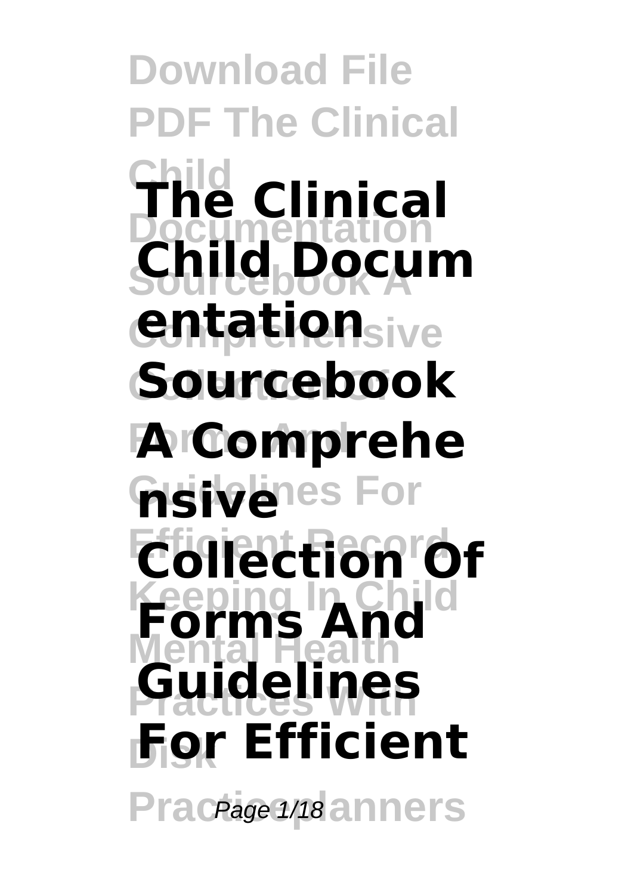# The Clinical Child Documentation Sourcebook A Comprehensive Collection Of Forms And Guidelines For Efficient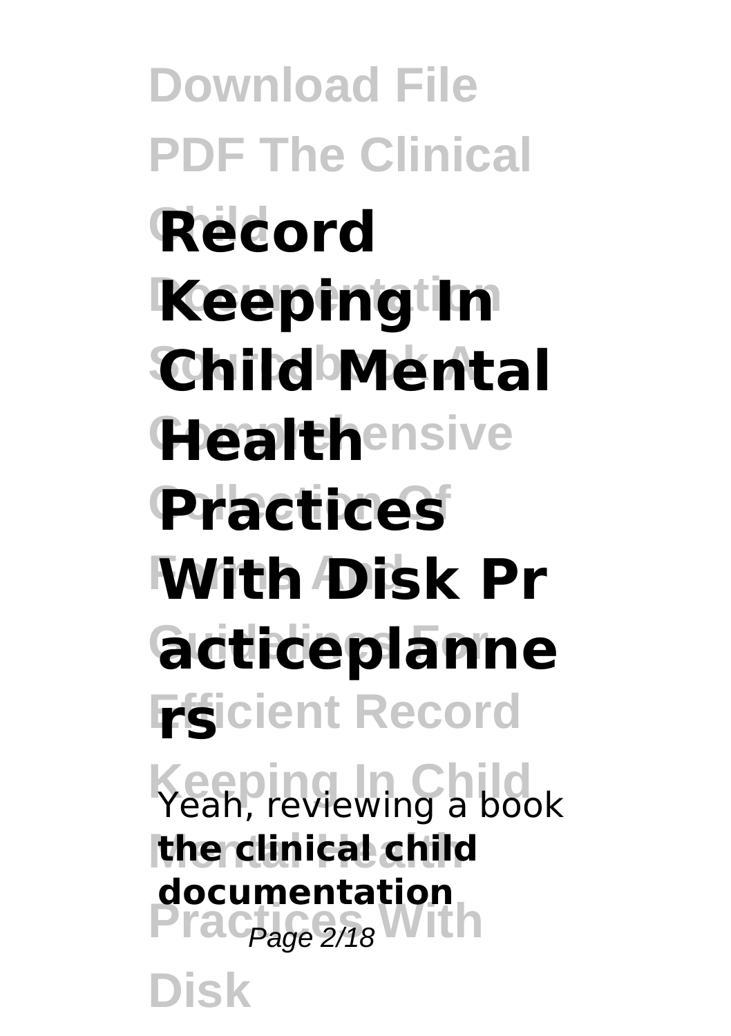# Record Keeping In Child Mental Health Practices With Disk Practiceplanners

Yeah, reviewing a book **the clinical child documentation**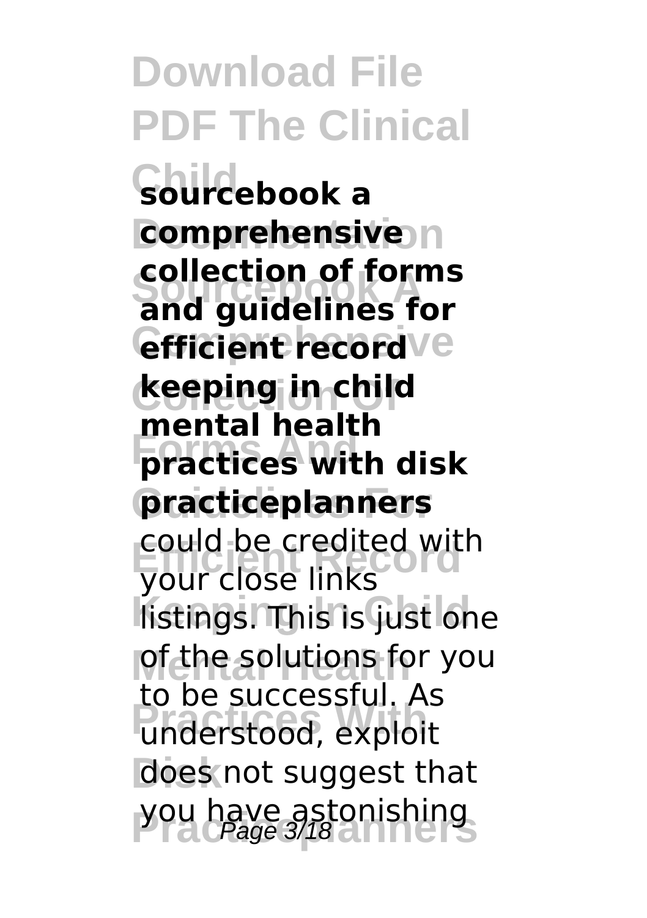**sourcebook a comprehensive collection of forms and guidelines for efficient record keeping in child mental health practices with disk practiceplanners** could be credited with your close links listings. This is just one of the solutions for you to be successful. As understood, exploit does not suggest that you have astonishing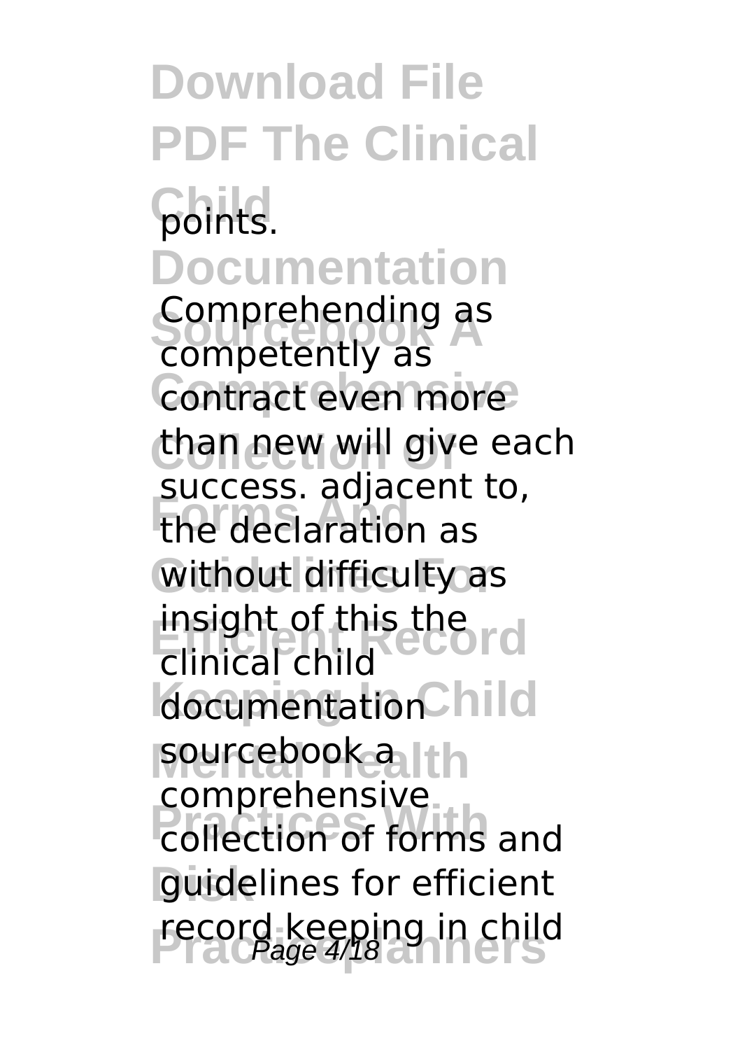points.

Comprehending as competently as contract even more than new will give each success. adjacent to, the declaration as without difficulty as insight of this the clinical child documentation sourcebook a comprehensive collection of forms and guidelines for efficient record keeping in child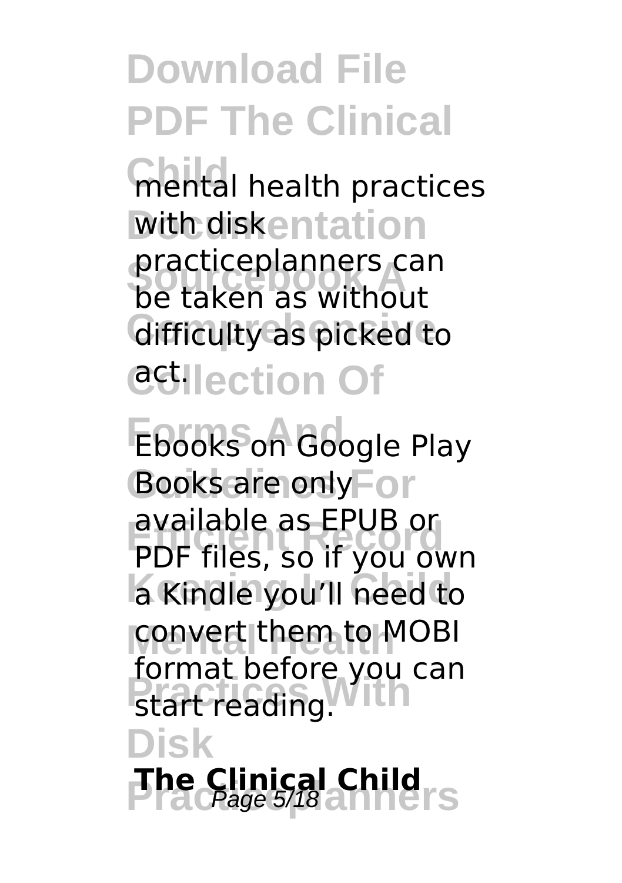mental health practices with diskpracticeplanners can be taken as without difficulty as picked to act.

Ebooks on Google Play Books are only available as EPUB or PDF files, so if you own a Kindle you'll need to convert them to MOBI format before you can start reading.

**The Clinical Child**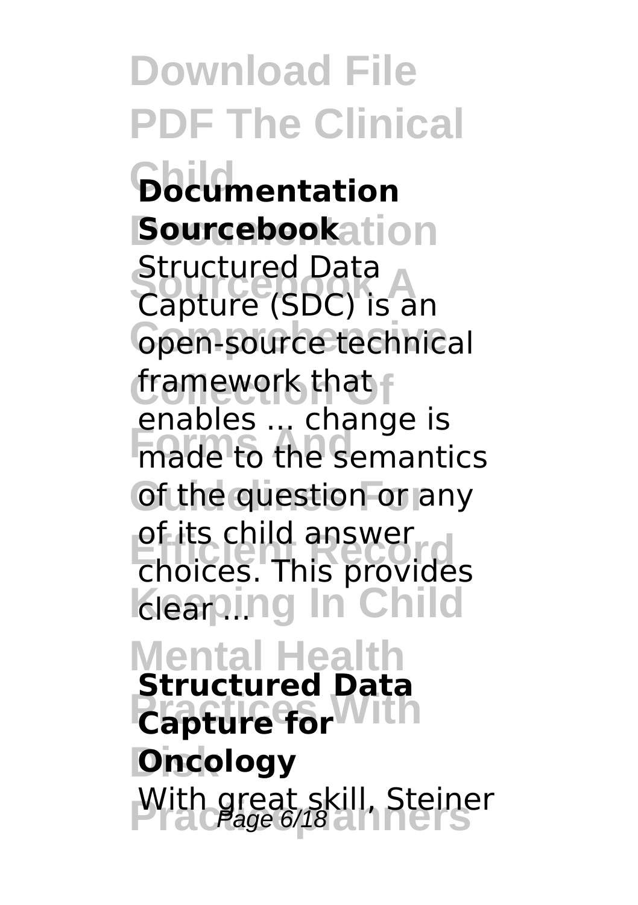**Documentation Sourcebook**

Structured Data Capture (SDC) is an open-source technical framework that enables ... change is made to the semantics of the question or any of its child answer choices. This provides clear ...

**Structured Data Capture for Oncology**

With great skill, Steiner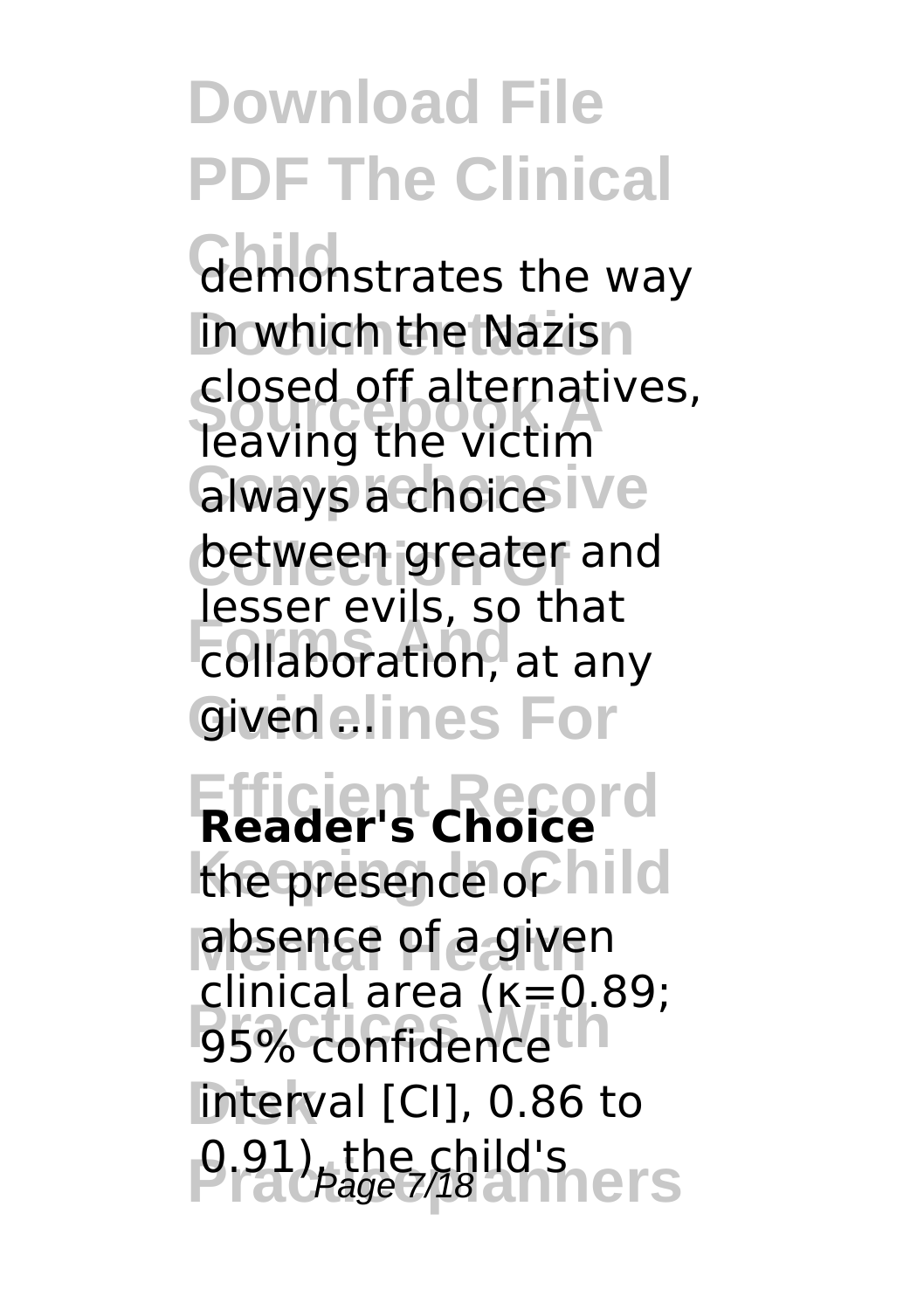demonstrates the way in which the Nazis closed off alternatives, leaving the victim always a choice between greater and lesser evils, so that collaboration, at any given ...

**Reader's Choice**

the presence or absence of a given clinical area (κ=0.89; 95% confidence interval [CI], 0.86 to 0.91), the child's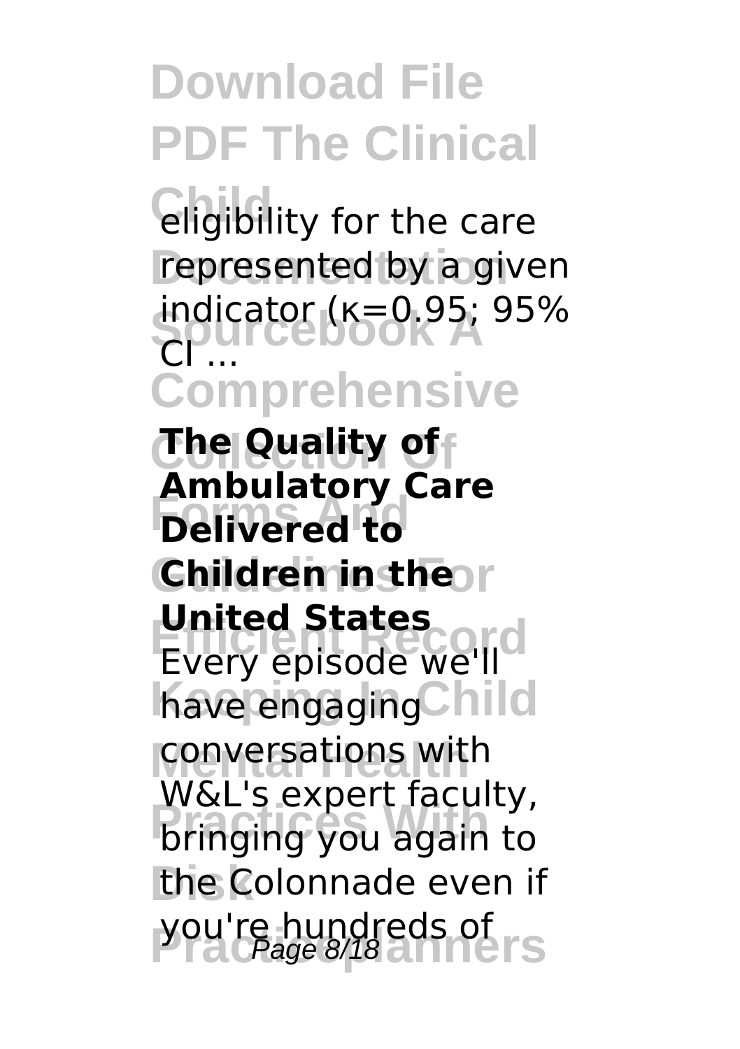eligibility for the care represented by a given indicator (κ=0.95; 95% CI ...

**The Quality of Ambulatory Care Delivered to Children in the United States**

Every episode we'll have engaging conversations with W&L's expert faculty, bringing you again to the Colonnade even if you're hundreds of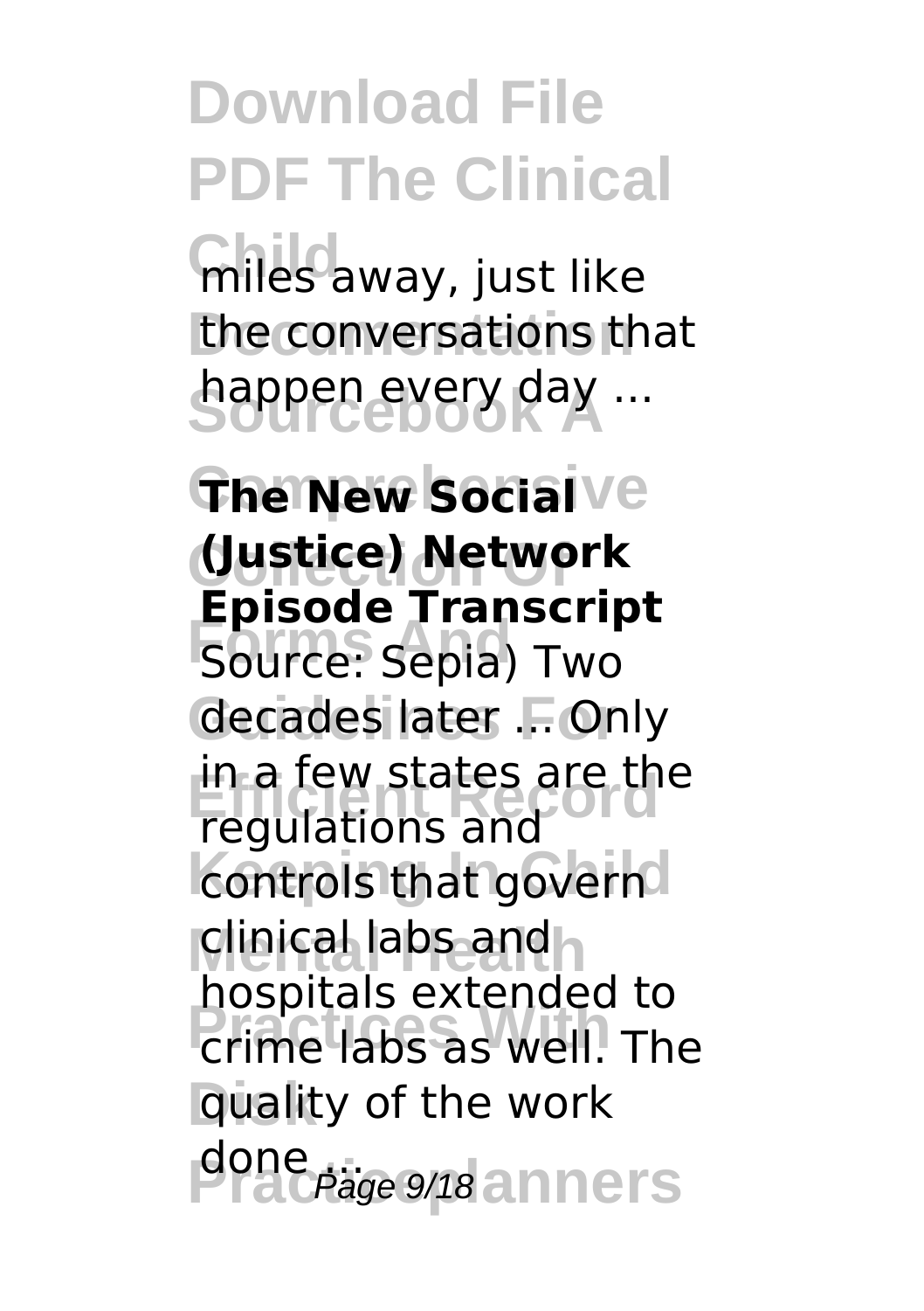miles away, just like the conversations that happen every day ...

**The New Social (Justice) Network Episode Transcript**

Source: Sepia) Two decades later ... Only in a few states are the regulations and controls that govern clinical labs and hospitals extended to crime labs as well. The quality of the work done ...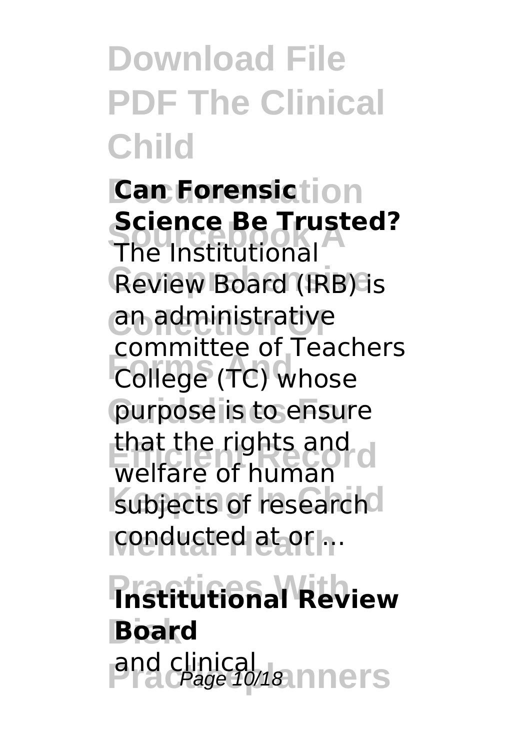**Can Forensic Science Be Trusted?**

The Institutional Review Board (IRB) is an administrative committee of Teachers College (TC) whose purpose is to ensure that the rights and welfare of human subjects of research conducted at or ...

**Institutional Review Board**

and clinical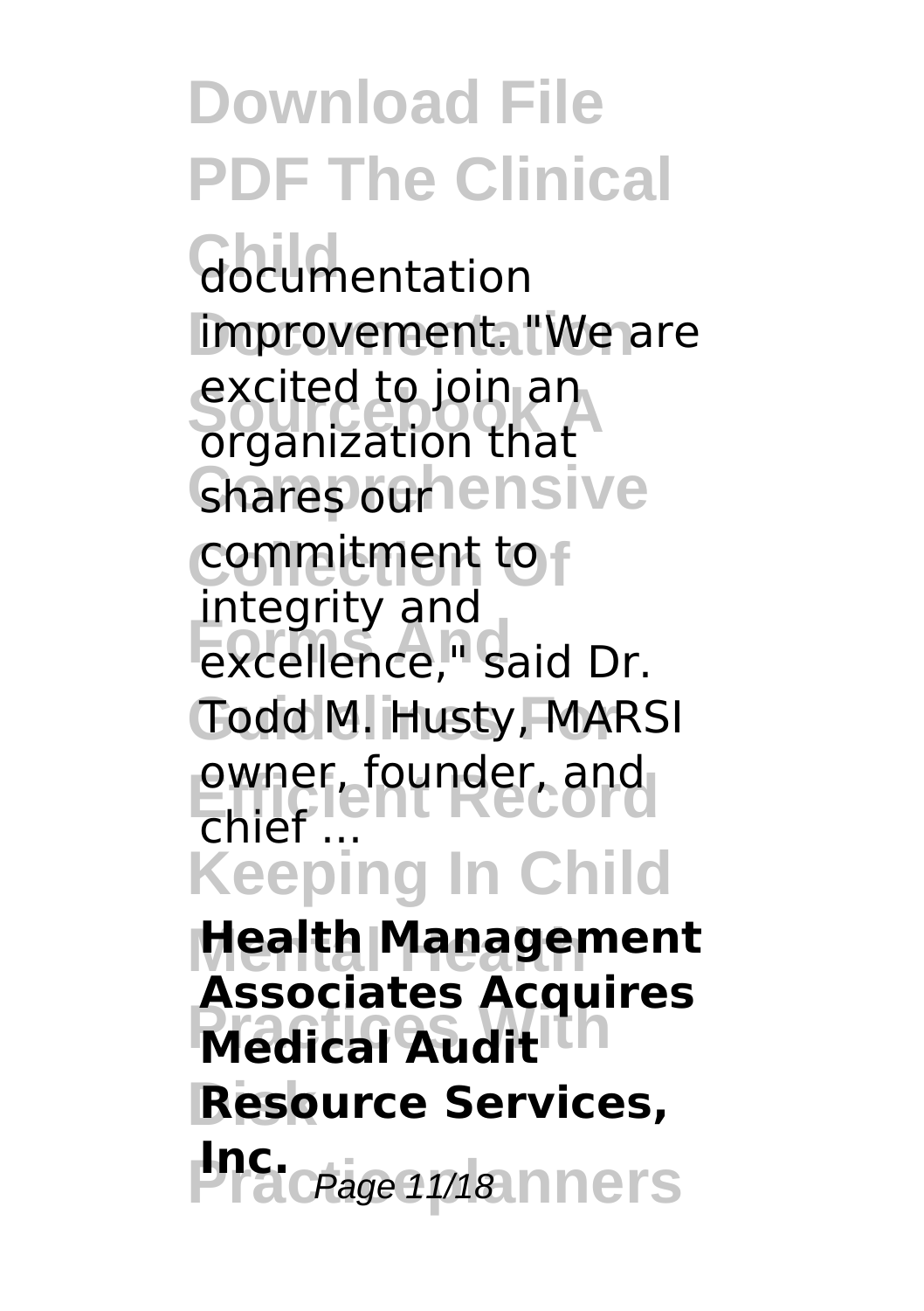documentation improvement. "We are excited to join an organization that shares our commitment to integrity and excellence," said Dr. Todd M. Husty, MARSI owner, founder, and chief ...

**Health Management Associates Acquires Medical Audit Resource Services, Inc.**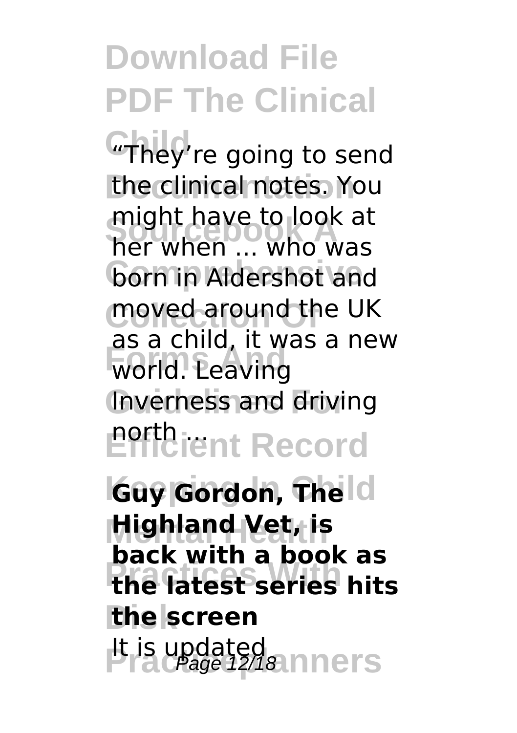"They're going to send the clinical notes. You might have to look at her when ... who was born in Aldershot and moved around the UK as a child, it was a new world. Leaving Inverness and driving north ...

**Guy Gordon, The Highland Vet, is back with a book as the latest series hits the screen**

It is updated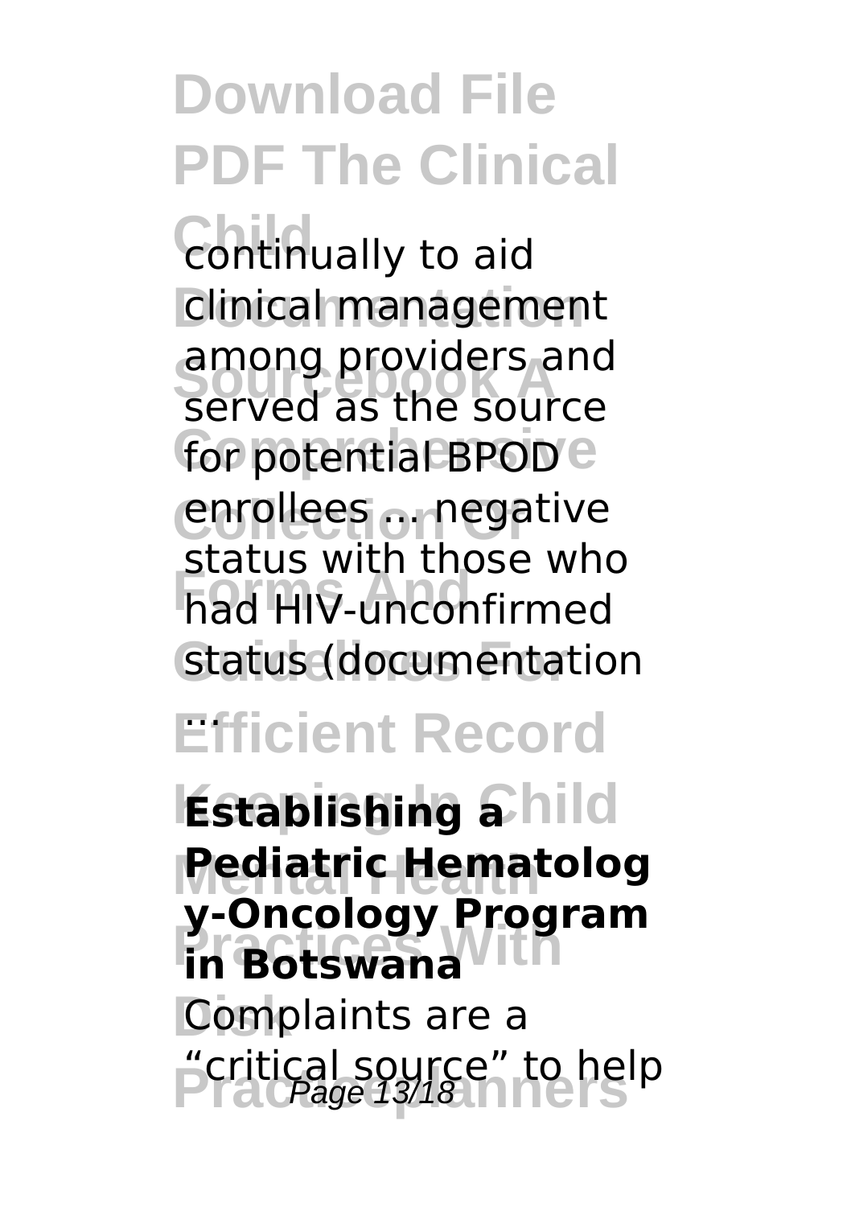continually to aid clinical management among providers and served as the source for potential BPOD enrollees ... negative status with those who had HIV-unconfirmed status (documentation ...

**Establishing a Pediatric Hematology-Oncology Program in Botswana**

Complaints are a "critical source" to help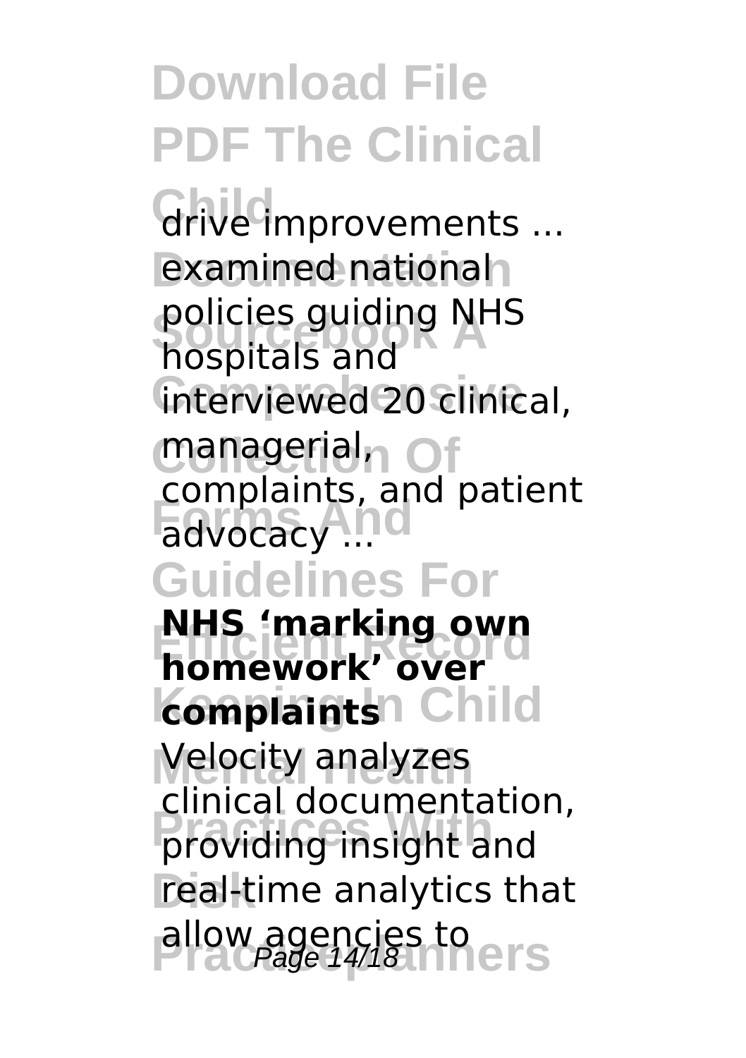drive improvements ... examined national policies guiding NHS hospitals and interviewed 20 clinical, managerial, complaints, and patient advocacy ...

**NHS 'marking own homework' over complaints**

Velocity analyzes clinical documentation, providing insight and real-time analytics that allow agencies to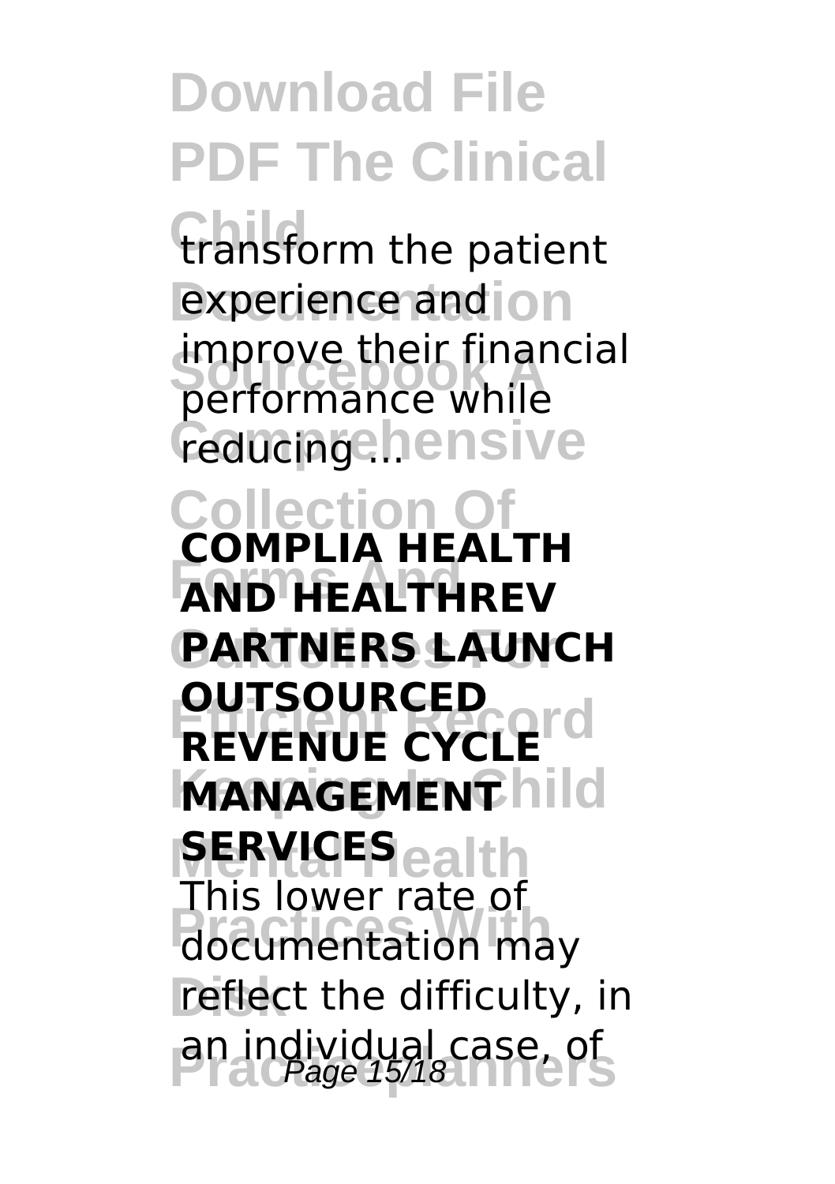transform the patient experience and improve their financial performance while reducing ...

**COMPLIA HEALTH AND HEALTHREV PARTNERS LAUNCH OUTSOURCED REVENUE CYCLE MANAGEMENT SERVICES**

This lower rate of documentation may reflect the difficulty, in an individual case, of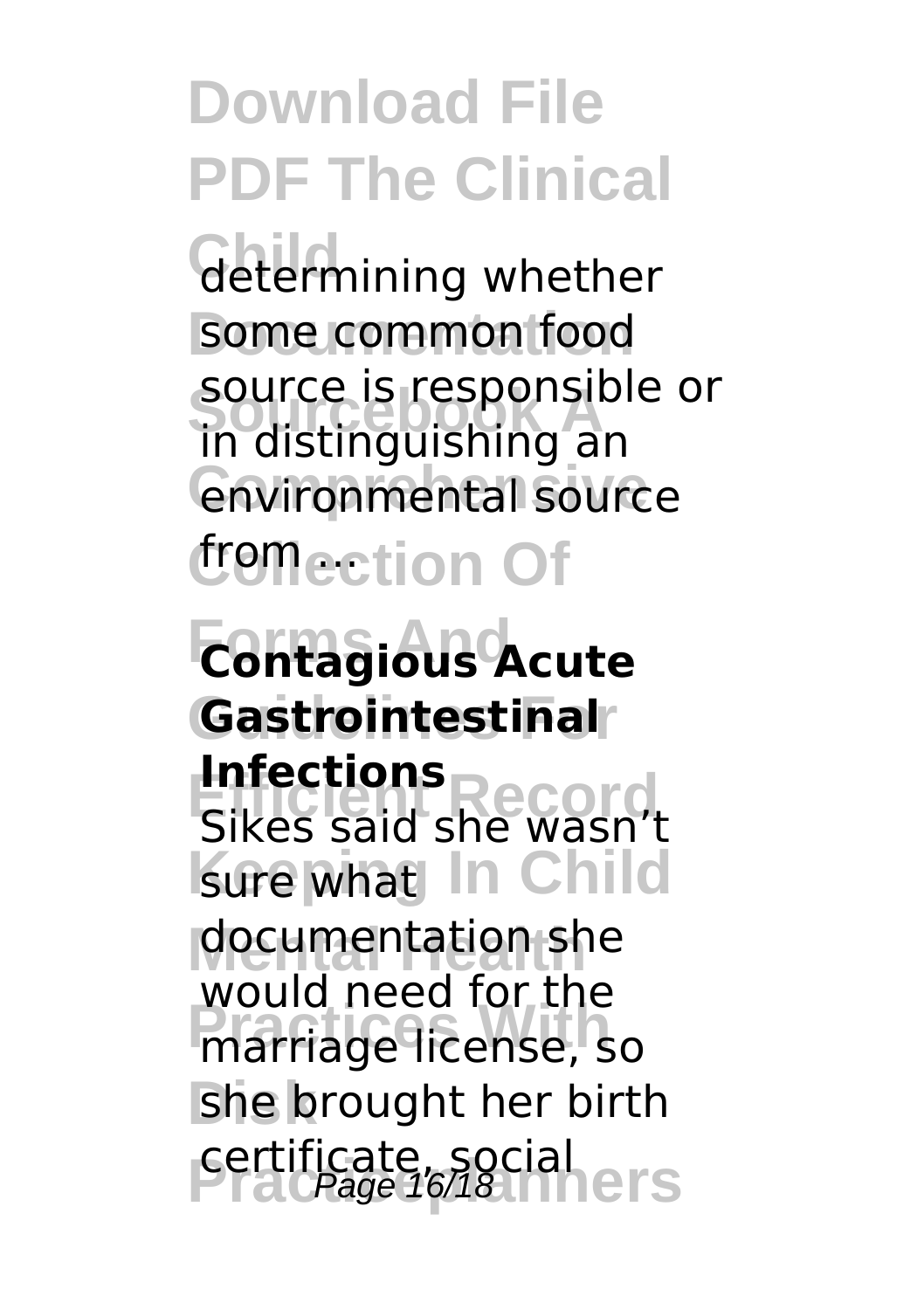determining whether some common food source is responsible or in distinguishing an environmental source from ...

**Contagious Acute Gastrointestinal Infections**

Sikes said she wasn't sure what documentation she would need for the marriage license, so she brought her birth certificate, social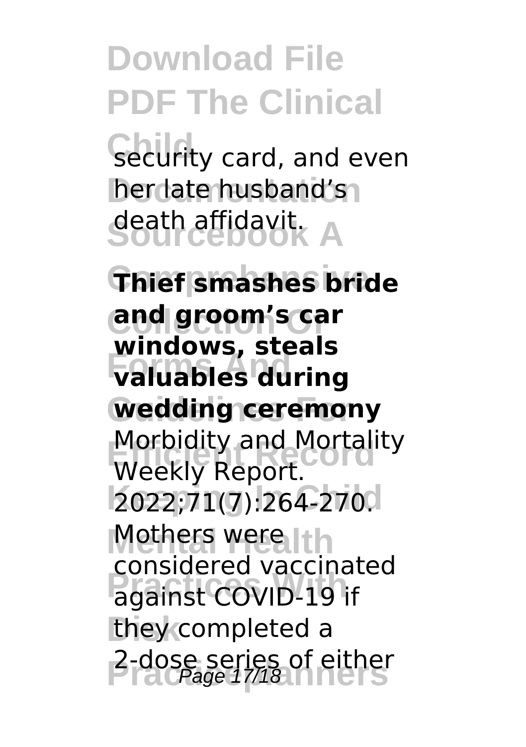security card, and even her late husband's death affidavit.

**Thief smashes bride and groom's car windows, steals valuables during wedding ceremony**

Morbidity and Mortality Weekly Report. 2022;71(7):264-270. Mothers were considered vaccinated against COVID-19 if they completed a 2-dose series of either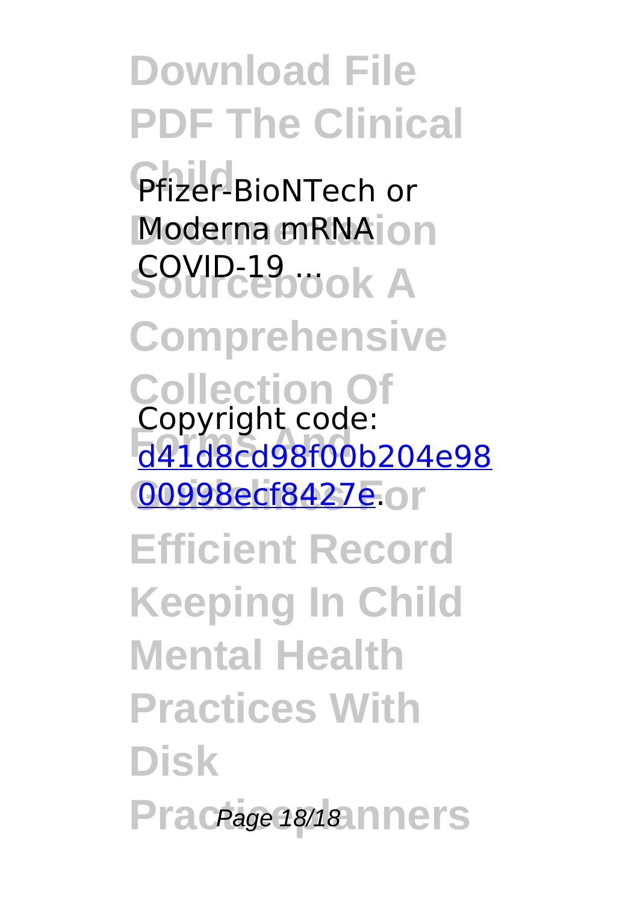Pfizer-BioNTech or Moderna mRNA COVID-19 ...

Copyright code: [d41d8cd98f00b204e9800998ecf8427e](d41d8cd98f00b204e9800998ecf8427e).